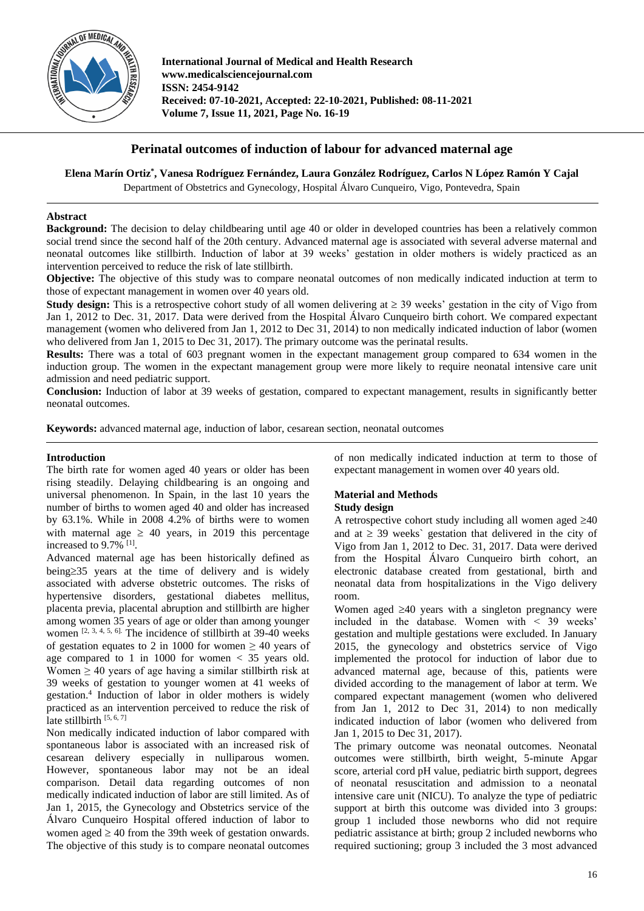**International Journal of Medical and Health Research**
**www.medicalsciencejournal.com**
**ISSN: 2454-9142**
**Received: 07-10-2021, Accepted: 22-10-2021, Published: 08-11-2021**
**Volume 7, Issue 11, 2021, Page No. 16-19**

# Perinatal outcomes of induction of labour for advanced maternal age

**Elena Marín Ortiz*, Vanesa Rodríguez Fernández, Laura González Rodríguez, Carlos N López Ramón Y Cajal**

Department of Obstetrics and Gynecology, Hospital Álvaro Cunqueiro, Vigo, Pontevedra, Spain

## Abstract

**Background:** The decision to delay childbearing until age 40 or older in developed countries has been a relatively common social trend since the second half of the 20th century. Advanced maternal age is associated with several adverse maternal and neonatal outcomes like stillbirth. Induction of labor at 39 weeks' gestation in older mothers is widely practiced as an intervention perceived to reduce the risk of late stillbirth.

**Objective:** The objective of this study was to compare neonatal outcomes of non medically indicated induction at term to those of expectant management in women over 40 years old.

**Study design:** This is a retrospective cohort study of all women delivering at ≥ 39 weeks' gestation in the city of Vigo from Jan 1, 2012 to Dec. 31, 2017. Data were derived from the Hospital Álvaro Cunqueiro birth cohort. We compared expectant management (women who delivered from Jan 1, 2012 to Dec 31, 2014) to non medically indicated induction of labor (women who delivered from Jan 1, 2015 to Dec 31, 2017). The primary outcome was the perinatal results.

**Results:** There was a total of 603 pregnant women in the expectant management group compared to 634 women in the induction group. The women in the expectant management group were more likely to require neonatal intensive care unit admission and need pediatric support.

**Conclusion:** Induction of labor at 39 weeks of gestation, compared to expectant management, results in significantly better neonatal outcomes.

**Keywords:** advanced maternal age, induction of labor, cesarean section, neonatal outcomes

## Introduction

The birth rate for women aged 40 years or older has been rising steadily. Delaying childbearing is an ongoing and universal phenomenon. In Spain, in the last 10 years the number of births to women aged 40 and older has increased by 63.1%. While in 2008 4.2% of births were to women with maternal age ≥ 40 years, in 2019 this percentage increased to 9.7% [1].

Advanced maternal age has been historically defined as being≥35 years at the time of delivery and is widely associated with adverse obstetric outcomes. The risks of hypertensive disorders, gestational diabetes mellitus, placenta previa, placental abruption and stillbirth are higher among women 35 years of age or older than among younger women [2, 3, 4, 5, 6]. The incidence of stillbirth at 39-40 weeks of gestation equates to 2 in 1000 for women ≥ 40 years of age compared to 1 in 1000 for women < 35 years old. Women ≥ 40 years of age having a similar stillbirth risk at 39 weeks of gestation to younger women at 41 weeks of gestation.[4] Induction of labor in older mothers is widely practiced as an intervention perceived to reduce the risk of late stillbirth [5, 6, 7]

Non medically indicated induction of labor compared with spontaneous labor is associated with an increased risk of cesarean delivery especially in nulliparous women. However, spontaneous labor may not be an ideal comparison. Detail data regarding outcomes of non medically indicated induction of labor are still limited. As of Jan 1, 2015, the Gynecology and Obstetrics service of the Álvaro Cunqueiro Hospital offered induction of labor to women aged ≥ 40 from the 39th week of gestation onwards. The objective of this study is to compare neonatal outcomes of non medically indicated induction at term to those of expectant management in women over 40 years old.

## Material and Methods

### Study design

A retrospective cohort study including all women aged ≥40 and at ≥ 39 weeks` gestation that delivered in the city of Vigo from Jan 1, 2012 to Dec. 31, 2017. Data were derived from the Hospital Álvaro Cunqueiro birth cohort, an electronic database created from gestational, birth and neonatal data from hospitalizations in the Vigo delivery room.

Women aged ≥40 years with a singleton pregnancy were included in the database. Women with < 39 weeks' gestation and multiple gestations were excluded. In January 2015, the gynecology and obstetrics service of Vigo implemented the protocol for induction of labor due to advanced maternal age, because of this, patients were divided according to the management of labor at term. We compared expectant management (women who delivered from Jan 1, 2012 to Dec 31, 2014) to non medically indicated induction of labor (women who delivered from Jan 1, 2015 to Dec 31, 2017).

The primary outcome was neonatal outcomes. Neonatal outcomes were stillbirth, birth weight, 5-minute Apgar score, arterial cord pH value, pediatric birth support, degrees of neonatal resuscitation and admission to a neonatal intensive care unit (NICU). To analyze the type of pediatric support at birth this outcome was divided into 3 groups: group 1 included those newborns who did not require pediatric assistance at birth; group 2 included newborns who required suctioning; group 3 included the 3 most advanced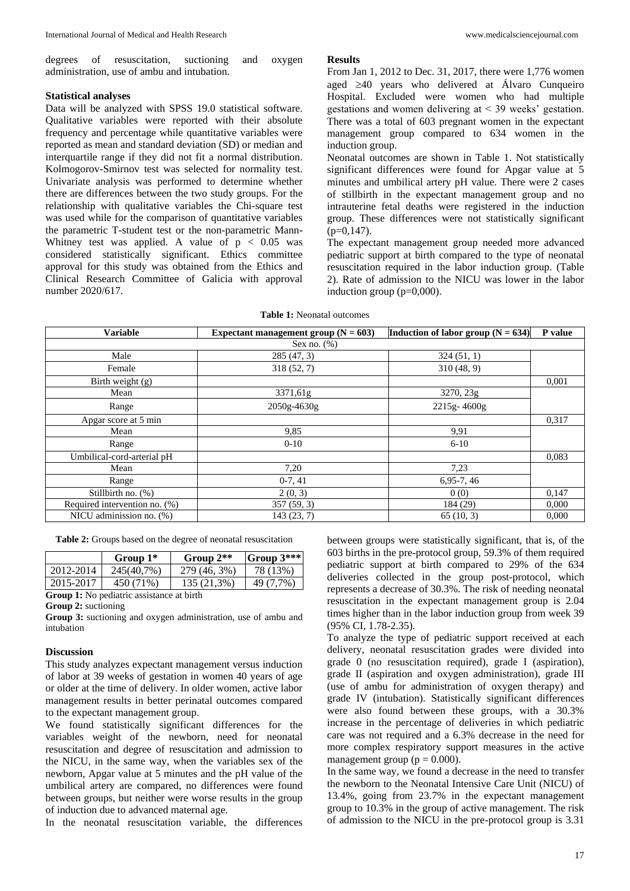degrees of resuscitation, suctioning and oxygen administration, use of ambu and intubation.

### Statistical analyses

Data will be analyzed with SPSS 19.0 statistical software. Qualitative variables were reported with their absolute frequency and percentage while quantitative variables were reported as mean and standard deviation (SD) or median and interquartile range if they did not fit a normal distribution. Kolmogorov-Smirnov test was selected for normality test. Univariate analysis was performed to determine whether there are differences between the two study groups. For the relationship with qualitative variables the Chi-square test was used while for the comparison of quantitative variables the parametric T-student test or the non-parametric Mann-Whitney test was applied. A value of $p < 0.05$ was considered statistically significant. Ethics committee approval for this study was obtained from the Ethics and Clinical Research Committee of Galicia with approval number 2020/617.

### Results

From Jan 1, 2012 to Dec. 31, 2017, there were 1,776 women aged ≥40 years who delivered at Álvaro Cunqueiro Hospital. Excluded were women who had multiple gestations and women delivering at < 39 weeks' gestation. There was a total of 603 pregnant women in the expectant management group compared to 634 women in the induction group.

Neonatal outcomes are shown in Table 1. Not statistically significant differences were found for Apgar value at 5 minutes and umbilical artery pH value. There were 2 cases of stillbirth in the expectant management group and no intrauterine fetal deaths were registered in the induction group. These differences were not statistically significant (p=0,147).

The expectant management group needed more advanced pediatric support at birth compared to the type of neonatal resuscitation required in the labor induction group. (Table 2). Rate of admission to the NICU was lower in the labor induction group (p=0,000).

**Table 1:** Neonatal outcomes

| Variable | Expectant management group (N = 603) | Induction of labor group (N = 634) | P value |
|---|---|---|---|
| Sex no. (%) | | | |
| Male | 285 (47, 3) | 324 (51, 1) | |
| Female | 318 (52, 7) | 310 (48, 9) | |
| Birth weight (g) | | | 0,001 |
| Mean | 3371,61g | 3270, 23g | |
| Range | 2050g-4630g | 2215g- 4600g | |
| Apgar score at 5 min | | | 0,317 |
| Mean | 9,85 | 9,91 | |
| Range | 0-10 | 6-10 | |
| Umbilical-cord-arterial pH | | | 0,083 |
| Mean | 7,20 | 7,23 | |
| Range | 0-7, 41 | 6,95-7, 46 | |
| Stillbirth no. (%) | 2 (0, 3) | 0 (0) | 0,147 |
| Required intervention no. (%) | 357 (59, 3) | 184 (29) | 0,000 |
| NICU admission no. (%) | 143 (23, 7) | 65 (10, 3) | 0,000 |

**Table 2:** Groups based on the degree of neonatal resuscitation

| | Group 1* | Group 2** | Group 3*** |
|---|---|---|---|
| 2012-2014 | 245(40,7%) | 279 (46, 3%) | 78 (13%) |
| 2015-2017 | 450 (71%) | 135 (21,3%) | 49 (7,7%) |

**Group 1:** No pediatric assistance at birth

**Group 2:** suctioning

**Group 3:** suctioning and oxygen administration, use of ambu and intubation

### Discussion

This study analyzes expectant management versus induction of labor at 39 weeks of gestation in women 40 years of age or older at the time of delivery. In older women, active labor management results in better perinatal outcomes compared to the expectant management group.

We found statistically significant differences for the variables weight of the newborn, need for neonatal resuscitation and degree of resuscitation and admission to the NICU, in the same way, when the variables sex of the newborn, Apgar value at 5 minutes and the pH value of the umbilical artery are compared, no differences were found between groups, but neither were worse results in the group of induction due to advanced maternal age.

In the neonatal resuscitation variable, the differences between groups were statistically significant, that is, of the 603 births in the pre-protocol group, 59.3% of them required pediatric support at birth compared to 29% of the 634 deliveries collected in the group post-protocol, which represents a decrease of 30.3%. The risk of needing neonatal resuscitation in the expectant management group is 2.04 times higher than in the labor induction group from week 39 (95% CI, 1.78-2.35).

To analyze the type of pediatric support received at each delivery, neonatal resuscitation grades were divided into grade 0 (no resuscitation required), grade I (aspiration), grade II (aspiration and oxygen administration), grade III (use of ambu for administration of oxygen therapy) and grade IV (intubation). Statistically significant differences were also found between these groups, with a 30.3% increase in the percentage of deliveries in which pediatric care was not required and a 6.3% decrease in the need for more complex respiratory support measures in the active management group ($p = 0.000$).

In the same way, we found a decrease in the need to transfer the newborn to the Neonatal Intensive Care Unit (NICU) of 13.4%, going from 23.7% in the expectant management group to 10.3% in the group of active management. The risk of admission to the NICU in the pre-protocol group is 3.31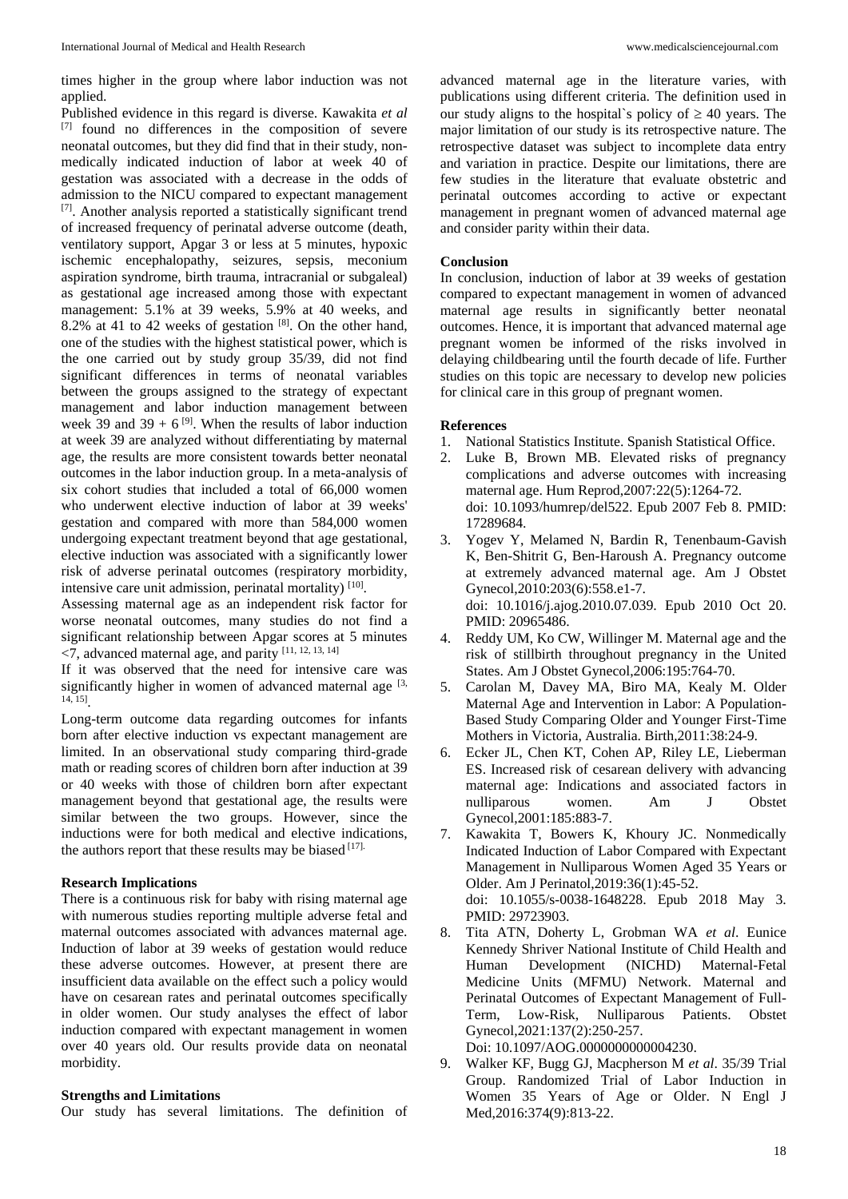times higher in the group where labor induction was not applied.

Published evidence in this regard is diverse. Kawakita *et al* [7] found no differences in the composition of severe neonatal outcomes, but they did find that in their study, non-medically indicated induction of labor at week 40 of gestation was associated with a decrease in the odds of admission to the NICU compared to expectant management [7]. Another analysis reported a statistically significant trend of increased frequency of perinatal adverse outcome (death, ventilatory support, Apgar 3 or less at 5 minutes, hypoxic ischemic encephalopathy, seizures, sepsis, meconium aspiration syndrome, birth trauma, intracranial or subgaleal) as gestational age increased among those with expectant management: 5.1% at 39 weeks, 5.9% at 40 weeks, and 8.2% at 41 to 42 weeks of gestation [8]. On the other hand, one of the studies with the highest statistical power, which is the one carried out by study group 35/39, did not find significant differences in terms of neonatal variables between the groups assigned to the strategy of expectant management and labor induction management between week 39 and 39 + 6 [9]. When the results of labor induction at week 39 are analyzed without differentiating by maternal age, the results are more consistent towards better neonatal outcomes in the labor induction group. In a meta-analysis of six cohort studies that included a total of 66,000 women who underwent elective induction of labor at 39 weeks' gestation and compared with more than 584,000 women undergoing expectant treatment beyond that age gestational, elective induction was associated with a significantly lower risk of adverse perinatal outcomes (respiratory morbidity, intensive care unit admission, perinatal mortality) [10].

Assessing maternal age as an independent risk factor for worse neonatal outcomes, many studies do not find a significant relationship between Apgar scores at 5 minutes <7, advanced maternal age, and parity [11, 12, 13, 14]

If it was observed that the need for intensive care was significantly higher in women of advanced maternal age [3, 14, 15].

Long-term outcome data regarding outcomes for infants born after elective induction vs expectant management are limited. In an observational study comparing third-grade math or reading scores of children born after induction at 39 or 40 weeks with those of children born after expectant management beyond that gestational age, the results were similar between the two groups. However, since the inductions were for both medical and elective indications, the authors report that these results may be biased [17].

### Research Implications

There is a continuous risk for baby with rising maternal age with numerous studies reporting multiple adverse fetal and maternal outcomes associated with advances maternal age. Induction of labor at 39 weeks of gestation would reduce these adverse outcomes. However, at present there are insufficient data available on the effect such a policy would have on cesarean rates and perinatal outcomes specifically in older women. Our study analyses the effect of labor induction compared with expectant management in women over 40 years old. Our results provide data on neonatal morbidity.

### Strengths and Limitations

Our study has several limitations. The definition of advanced maternal age in the literature varies, with publications using different criteria. The definition used in our study aligns to the hospital`s policy of ≥ 40 years. The major limitation of our study is its retrospective nature. The retrospective dataset was subject to incomplete data entry and variation in practice. Despite our limitations, there are few studies in the literature that evaluate obstetric and perinatal outcomes according to active or expectant management in pregnant women of advanced maternal age and consider parity within their data.

### Conclusion

In conclusion, induction of labor at 39 weeks of gestation compared to expectant management in women of advanced maternal age results in significantly better neonatal outcomes. Hence, it is important that advanced maternal age pregnant women be informed of the risks involved in delaying childbearing until the fourth decade of life. Further studies on this topic are necessary to develop new policies for clinical care in this group of pregnant women.

### References

1. National Statistics Institute. Spanish Statistical Office.
2. Luke B, Brown MB. Elevated risks of pregnancy complications and adverse outcomes with increasing maternal age. Hum Reprod,2007:22(5):1264-72. doi: 10.1093/humrep/del522. Epub 2007 Feb 8. PMID: 17289684.
3. Yogev Y, Melamed N, Bardin R, Tenenbaum-Gavish K, Ben-Shitrit G, Ben-Haroush A. Pregnancy outcome at extremely advanced maternal age. Am J Obstet Gynecol,2010:203(6):558.e1-7. doi: 10.1016/j.ajog.2010.07.039. Epub 2010 Oct 20. PMID: 20965486.
4. Reddy UM, Ko CW, Willinger M. Maternal age and the risk of stillbirth throughout pregnancy in the United States. Am J Obstet Gynecol,2006:195:764-70.
5. Carolan M, Davey MA, Biro MA, Kealy M. Older Maternal Age and Intervention in Labor: A Population-Based Study Comparing Older and Younger First-Time Mothers in Victoria, Australia. Birth,2011:38:24-9.
6. Ecker JL, Chen KT, Cohen AP, Riley LE, Lieberman ES. Increased risk of cesarean delivery with advancing maternal age: Indications and associated factors in nulliparous women. Am J Obstet Gynecol,2001:185:883-7.
7. Kawakita T, Bowers K, Khoury JC. Nonmedically Indicated Induction of Labor Compared with Expectant Management in Nulliparous Women Aged 35 Years or Older. Am J Perinatol,2019:36(1):45-52. doi: 10.1055/s-0038-1648228. Epub 2018 May 3. PMID: 29723903.
8. Tita ATN, Doherty L, Grobman WA *et al*. Eunice Kennedy Shriver National Institute of Child Health and Human Development (NICHD) Maternal-Fetal Medicine Units (MFMU) Network. Maternal and Perinatal Outcomes of Expectant Management of Full-Term, Low-Risk, Nulliparous Patients. Obstet Gynecol,2021:137(2):250-257. Doi: 10.1097/AOG.0000000000004230.
9. Walker KF, Bugg GJ, Macpherson M *et al*. 35/39 Trial Group. Randomized Trial of Labor Induction in Women 35 Years of Age or Older. N Engl J Med,2016:374(9):813-22.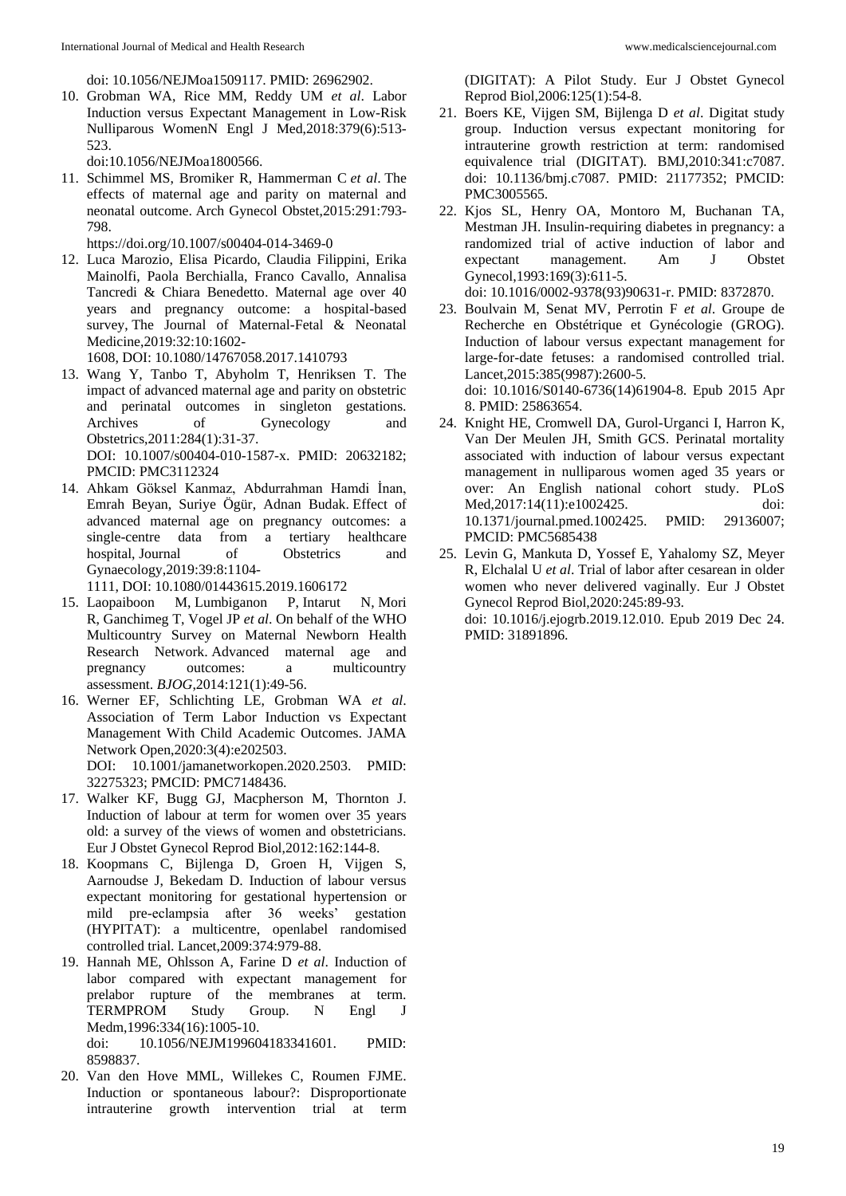doi: 10.1056/NEJMoa1509117. PMID: 26962902.

10. Grobman WA, Rice MM, Reddy UM *et al*. Labor Induction versus Expectant Management in Low-Risk Nulliparous WomenN Engl J Med,2018:379(6):513-523.
doi:10.1056/NEJMoa1800566.
11. Schimmel MS, Bromiker R, Hammerman C *et al*. The effects of maternal age and parity on maternal and neonatal outcome. Arch Gynecol Obstet,2015:291:793-798.
https://doi.org/10.1007/s00404-014-3469-0
12. Luca Marozio, Elisa Picardo, Claudia Filippini, Erika Mainolfi, Paola Berchialla, Franco Cavallo, Annalisa Tancredi & Chiara Benedetto. Maternal age over 40 years and pregnancy outcome: a hospital-based survey, The Journal of Maternal-Fetal & Neonatal Medicine,2019:32:10:1602-1608, DOI: 10.1080/14767058.2017.1410793
13. Wang Y, Tanbo T, Abyholm T, Henriksen T. The impact of advanced maternal age and parity on obstetric and perinatal outcomes in singleton gestations. Archives of Gynecology and Obstetrics,2011:284(1):31-37.
DOI: 10.1007/s00404-010-1587-x. PMID: 20632182; PMCID: PMC3112324
14. Ahkam Göksel Kanmaz, Abdurrahman Hamdi İnan, Emrah Beyan, Suriye Ögür, Adnan Budak. Effect of advanced maternal age on pregnancy outcomes: a single-centre data from a tertiary healthcare hospital, Journal of Obstetrics and Gynaecology,2019:39:8:1104-1111, DOI: 10.1080/01443615.2019.1606172
15. Laopaiboon M, Lumbiganon P, Intarut N, Mori R, Ganchimeg T, Vogel JP *et al*. On behalf of the WHO Multicountry Survey on Maternal Newborn Health Research Network. Advanced maternal age and pregnancy outcomes: a multicountry assessment. *BJOG*,2014:121(1):49-56.
16. Werner EF, Schlichting LE, Grobman WA *et al*. Association of Term Labor Induction vs Expectant Management With Child Academic Outcomes. JAMA Network Open,2020:3(4):e202503.
DOI: 10.1001/jamanetworkopen.2020.2503. PMID: 32275323; PMCID: PMC7148436.
17. Walker KF, Bugg GJ, Macpherson M, Thornton J. Induction of labour at term for women over 35 years old: a survey of the views of women and obstetricians. Eur J Obstet Gynecol Reprod Biol,2012:162:144-8.
18. Koopmans C, Bijlenga D, Groen H, Vijgen S, Aarnoudse J, Bekedam D. Induction of labour versus expectant monitoring for gestational hypertension or mild pre-eclampsia after 36 weeks' gestation (HYPITAT): a multicentre, openlabel randomised controlled trial. Lancet,2009:374:979-88.
19. Hannah ME, Ohlsson A, Farine D *et al*. Induction of labor compared with expectant management for prelabor rupture of the membranes at term. TERMPROM Study Group. N Engl J Medm,1996:334(16):1005-10.
doi: 10.1056/NEJM199604183341601. PMID: 8598837.
20. Van den Hove MML, Willekes C, Roumen FJME. Induction or spontaneous labour?: Disproportionate intrauterine growth intervention trial at term (DIGITAT): A Pilot Study. Eur J Obstet Gynecol Reprod Biol,2006:125(1):54-8.
21. Boers KE, Vijgen SM, Bijlenga D *et al*. Digitat study group. Induction versus expectant monitoring for intrauterine growth restriction at term: randomised equivalence trial (DIGITAT). BMJ,2010:341:c7087. doi: 10.1136/bmj.c7087. PMID: 21177352; PMCID: PMC3005565.
22. Kjos SL, Henry OA, Montoro M, Buchanan TA, Mestman JH. Insulin-requiring diabetes in pregnancy: a randomized trial of active induction of labor and expectant management. Am J Obstet Gynecol,1993:169(3):611-5.
doi: 10.1016/0002-9378(93)90631-r. PMID: 8372870.
23. Boulvain M, Senat MV, Perrotin F *et al*. Groupe de Recherche en Obstétrique et Gynécologie (GROG). Induction of labour versus expectant management for large-for-date fetuses: a randomised controlled trial. Lancet,2015:385(9987):2600-5.
doi: 10.1016/S0140-6736(14)61904-8. Epub 2015 Apr 8. PMID: 25863654.
24. Knight HE, Cromwell DA, Gurol-Urganci I, Harron K, Van Der Meulen JH, Smith GCS. Perinatal mortality associated with induction of labour versus expectant management in nulliparous women aged 35 years or over: An English national cohort study. PLoS Med,2017:14(11):e1002425. doi: 10.1371/journal.pmed.1002425. PMID: 29136007; PMCID: PMC5685438
25. Levin G, Mankuta D, Yossef E, Yalahomy SZ, Meyer R, Elchalal U *et al*. Trial of labor after cesarean in older women who never delivered vaginally. Eur J Obstet Gynecol Reprod Biol,2020:245:89-93.
doi: 10.1016/j.ejogrb.2019.12.010. Epub 2019 Dec 24. PMID: 31891896.